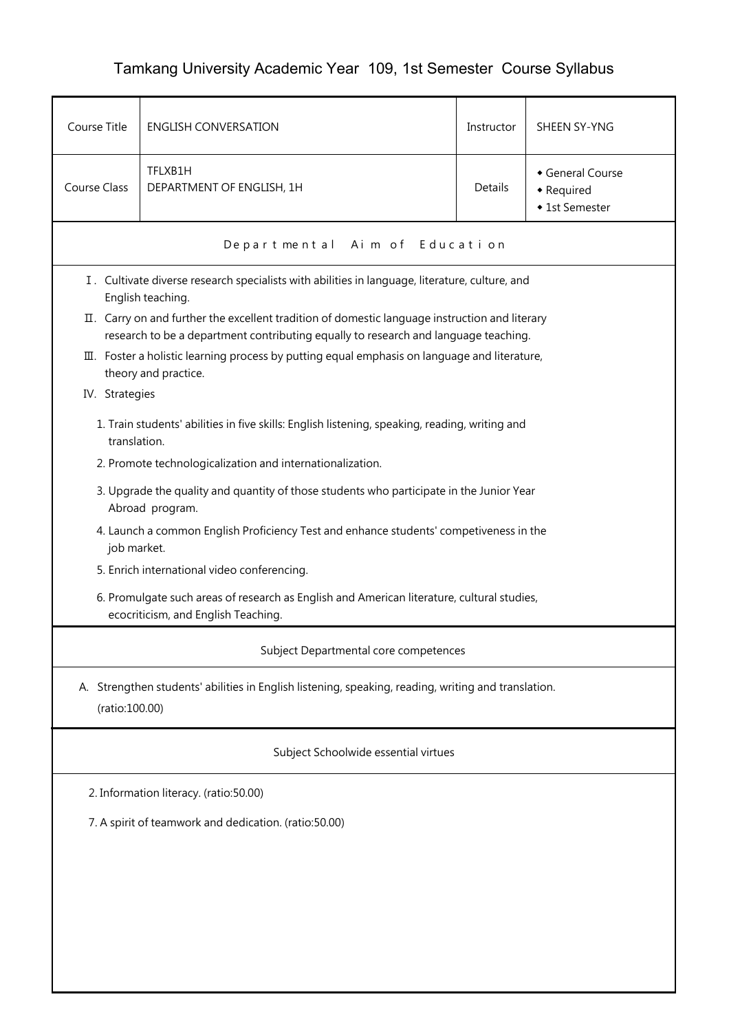# Tamkang University Academic Year 109, 1st Semester Course Syllabus

| Course Title | ENGLISH CONVERSATION | Instructor | SHEEN SY-YNG |
| --- | --- | --- | --- |
| Course Class | TFLXB1H<br>DEPARTMENT OF ENGLISH, 1H | Details | ◆ General Course<br>◆ Required<br>◆ 1st Semester |

## Departmental Aim of Education

Ⅰ. Cultivate diverse research specialists with abilities in language, literature, culture, and English teaching.

Ⅱ. Carry on and further the excellent tradition of domestic language instruction and literary research to be a department contributing equally to research and language teaching.

Ⅲ. Foster a holistic learning process by putting equal emphasis on language and literature, theory and practice.

IV. Strategies

1. Train students' abilities in five skills: English listening, speaking, reading, writing and translation.
2. Promote technologicalization and internationalization.
3. Upgrade the quality and quantity of those students who participate in the Junior Year Abroad program.
4. Launch a common English Proficiency Test and enhance students' competiveness in the job market.
5. Enrich international video conferencing.
6. Promulgate such areas of research as English and American literature, cultural studies, ecocriticism, and English Teaching.

## Subject Departmental core competences

A. Strengthen students' abilities in English listening, speaking, reading, writing and translation. (ratio:100.00)

## Subject Schoolwide essential virtues

2. Information literacy. (ratio:50.00)

7. A spirit of teamwork and dedication. (ratio:50.00)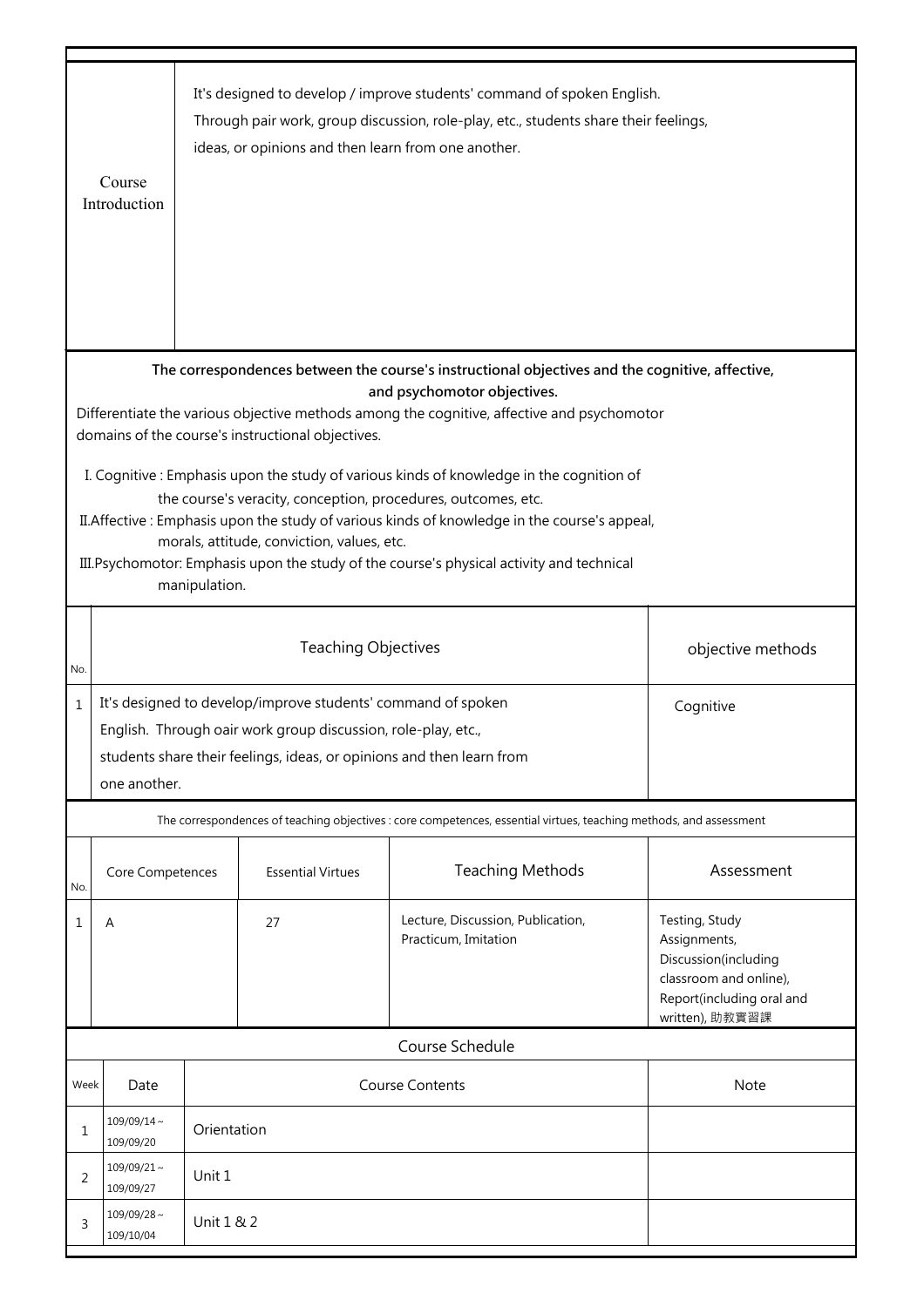| Course Introduction | It's designed to develop / improve students' command of spoken English. Through pair work, group discussion, role-play, etc., students share their feelings, ideas, or opinions and then learn from one another. |
|---|---|

**The correspondences between the course's instructional objectives and the cognitive, affective, and psychomotor objectives.**

Differentiate the various objective methods among the cognitive, affective and psychomotor domains of the course's instructional objectives.

I. Cognitive : Emphasis upon the study of various kinds of knowledge in the cognition of the course's veracity, conception, procedures, outcomes, etc.

II.Affective : Emphasis upon the study of various kinds of knowledge in the course's appeal, morals, attitude, conviction, values, etc.

III.Psychomotor: Emphasis upon the study of the course's physical activity and technical manipulation.

| No. | Teaching Objectives | objective methods |
|---|---|---|
| 1 | It's designed to develop/improve students' command of spoken English. Through oair work group discussion, role-play, etc., students share their feelings, ideas, or opinions and then learn from one another. | Cognitive |

The correspondences of teaching objectives : core competences, essential virtues, teaching methods, and assessment

| No. | Core Competences | Essential Virtues | Teaching Methods | Assessment |
|---|---|---|---|---|
| 1 | A | 27 | Lecture, Discussion, Publication, Practicum, Imitation | Testing, Study Assignments, Discussion(including classroom and online), Report(including oral and written), 助教實習課 |

Course Schedule

| Week | Date | Course Contents | Note |
|---|---|---|---|
| 1 | 109/09/14～109/09/20 | Orientation | |
| 2 | 109/09/21～109/09/27 | Unit 1 | |
| 3 | 109/09/28～109/10/04 | Unit 1 & 2 | |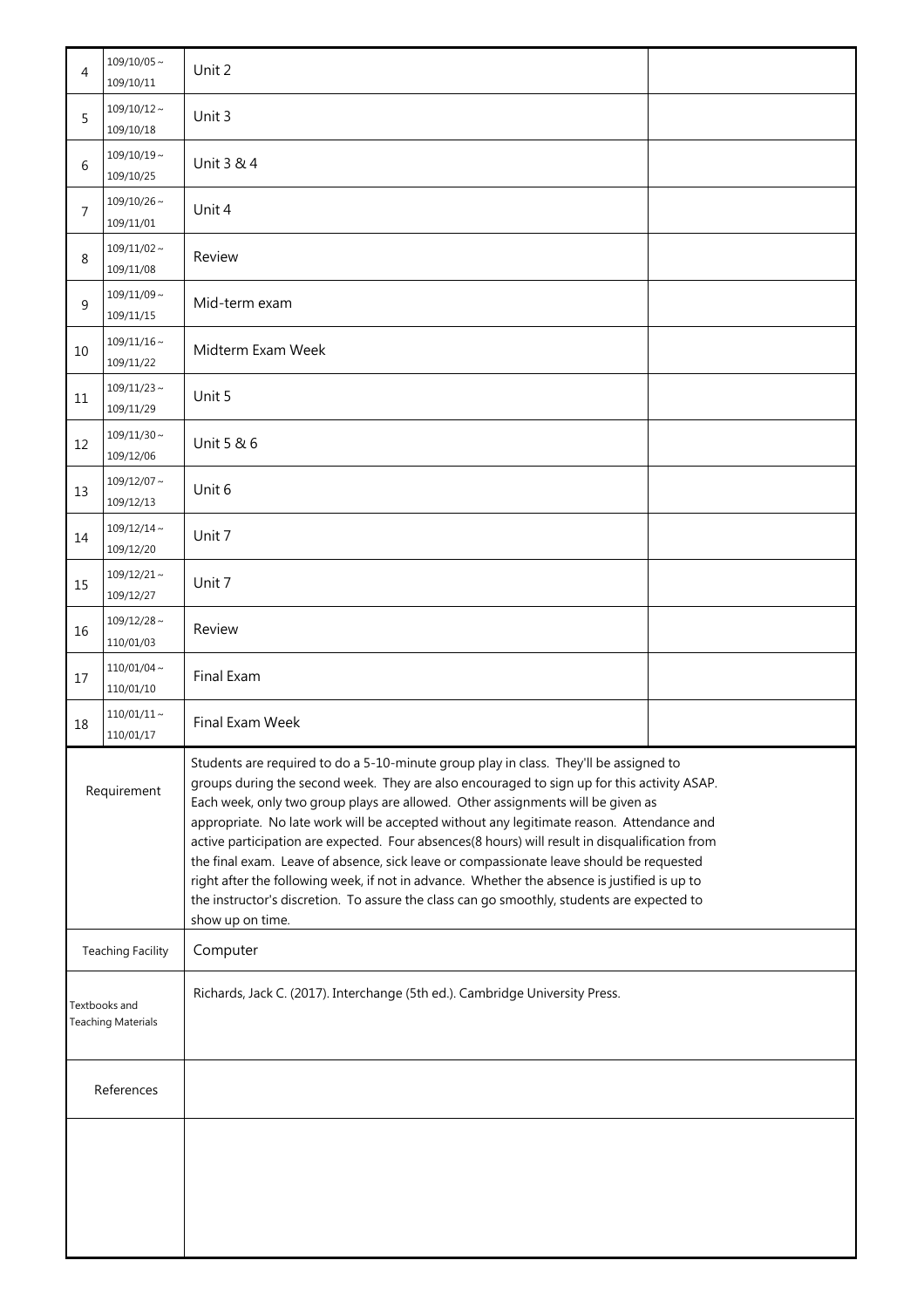| 4 | 109/10/05～109/10/11 | Unit 2 | |
|---|---|---|---|
| 5 | 109/10/12～109/10/18 | Unit 3 | |
| 6 | 109/10/19～109/10/25 | Unit 3 & 4 | |
| 7 | 109/10/26～109/11/01 | Unit 4 | |
| 8 | 109/11/02～109/11/08 | Review | |
| 9 | 109/11/09～109/11/15 | Mid-term exam | |
| 10 | 109/11/16～109/11/22 | Midterm Exam Week | |
| 11 | 109/11/23～109/11/29 | Unit 5 | |
| 12 | 109/11/30～109/12/06 | Unit 5 & 6 | |
| 13 | 109/12/07～109/12/13 | Unit 6 | |
| 14 | 109/12/14～109/12/20 | Unit 7 | |
| 15 | 109/12/21～109/12/27 | Unit 7 | |
| 16 | 109/12/28～110/01/03 | Review | |
| 17 | 110/01/04～110/01/10 | Final Exam | |
| 18 | 110/01/11～110/01/17 | Final Exam Week | |

| | |
|---|---|
| Requirement | Students are required to do a 5-10-minute group play in class. They'll be assigned to groups during the second week. They are also encouraged to sign up for this activity ASAP. Each week, only two group plays are allowed. Other assignments will be given as appropriate. No late work will be accepted without any legitimate reason. Attendance and active participation are expected. Four absences(8 hours) will result in disqualification from the final exam. Leave of absence, sick leave or compassionate leave should be requested right after the following week, if not in advance. Whether the absence is justified is up to the instructor's discretion. To assure the class can go smoothly, students are expected to show up on time. |
| Teaching Facility | Computer |
| Textbooks and Teaching Materials | Richards, Jack C. (2017). Interchange (5th ed.). Cambridge University Press. |
| References | |
| | |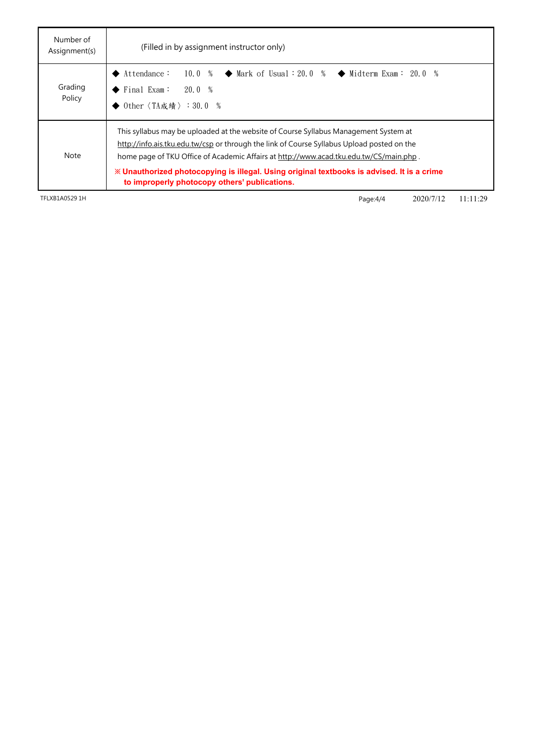| | |
|---|---|
| Number of Assignment(s) | (Filled in by assignment instructor only) |
| Grading Policy | ◆ Attendance： 10.0 % ◆ Mark of Usual：20.0 % ◆ Midterm Exam： 20.0 %<br>◆ Final Exam： 20.0 %<br>◆ Other〈TA成績〉：30.0 % |
| Note | This syllabus may be uploaded at the website of Course Syllabus Management System at http://info.ais.tku.edu.tw/csp or through the link of Course Syllabus Upload posted on the home page of TKU Office of Academic Affairs at http://www.acad.tku.edu.tw/CS/main.php .<br>**※ Unauthorized photocopying is illegal. Using original textbooks is advised. It is a crime to improperly photocopy others' publications.** |

TFLXB1A0529 1H